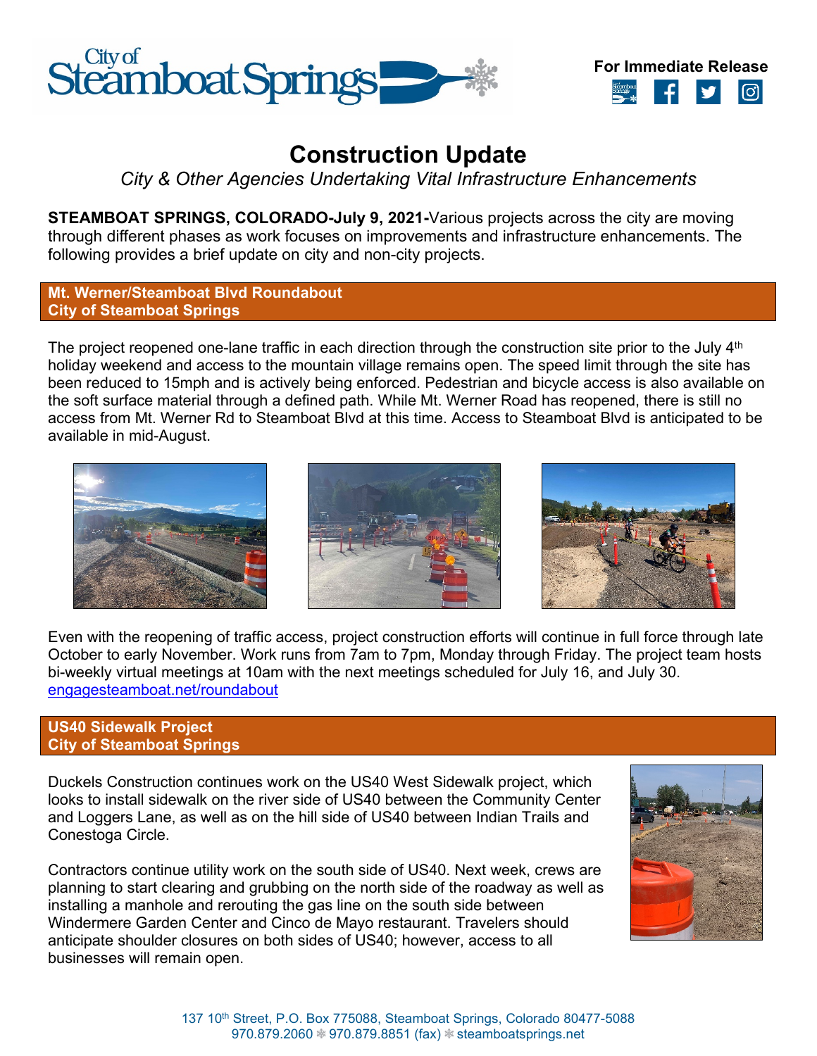**For Immediate Release**

# Construction Update

*City & Other Agencies Undertaking Vital Infrastructure Enhancements*

**STEAMBOAT SPRINGS, COLORADO-July 9, 2021-**Various projects across the city are moving through different phases as work focuses on improvements and infrastructure enhancements. The following provides a brief update on city and non-city projects.

## Mt. Werner/Steamboat Blvd Roundabout
**City of Steamboat Springs**

The project reopened one-lane traffic in each direction through the construction site prior to the July 4th holiday weekend and access to the mountain village remains open. The speed limit through the site has been reduced to 15mph and is actively being enforced. Pedestrian and bicycle access is also available on the soft surface material through a defined path. While Mt. Werner Road has reopened, there is still no access from Mt. Werner Rd to Steamboat Blvd at this time. Access to Steamboat Blvd is anticipated to be available in mid-August.

Even with the reopening of traffic access, project construction efforts will continue in full force through late October to early November. Work runs from 7am to 7pm, Monday through Friday. The project team hosts bi-weekly virtual meetings at 10am with the next meetings scheduled for July 16, and July 30. engagesteamboat.net/roundabout

## US40 Sidewalk Project
**City of Steamboat Springs**

Duckels Construction continues work on the US40 West Sidewalk project, which looks to install sidewalk on the river side of US40 between the Community Center and Loggers Lane, as well as on the hill side of US40 between Indian Trails and Conestoga Circle.

Contractors continue utility work on the south side of US40. Next week, crews are planning to start clearing and grubbing on the north side of the roadway as well as installing a manhole and rerouting the gas line on the south side between Windermere Garden Center and Cinco de Mayo restaurant. Travelers should anticipate shoulder closures on both sides of US40; however, access to all businesses will remain open.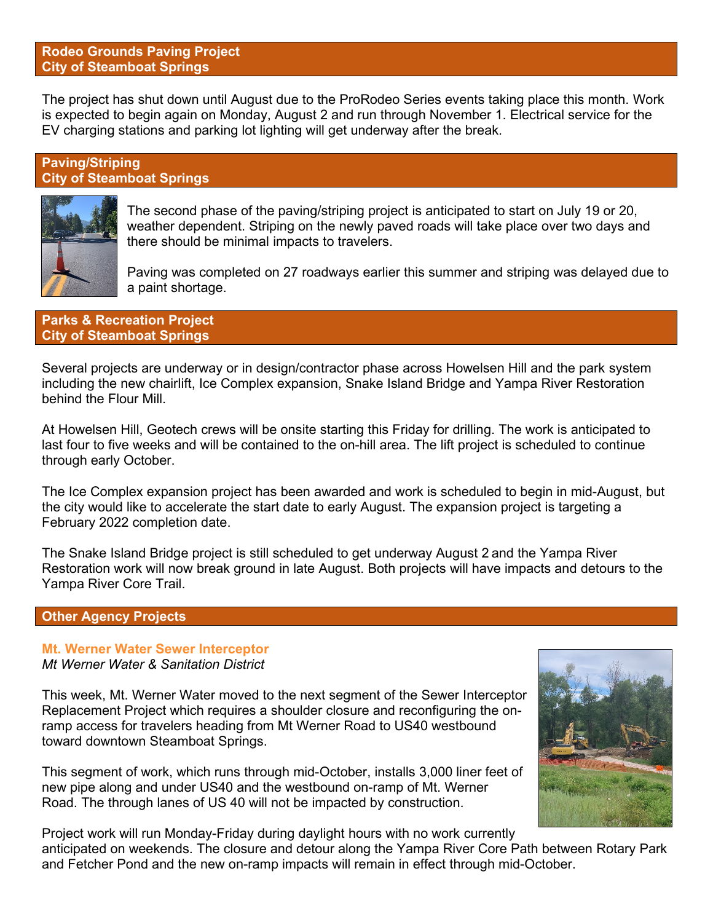## Rodeo Grounds Paving Project
## City of Steamboat Springs

The project has shut down until August due to the ProRodeo Series events taking place this month. Work is expected to begin again on Monday, August 2 and run through November 1. Electrical service for the EV charging stations and parking lot lighting will get underway after the break.

## Paving/Striping
## City of Steamboat Springs

The second phase of the paving/striping project is anticipated to start on July 19 or 20, weather dependent. Striping on the newly paved roads will take place over two days and there should be minimal impacts to travelers.

Paving was completed on 27 roadways earlier this summer and striping was delayed due to a paint shortage.

## Parks & Recreation Project
## City of Steamboat Springs

Several projects are underway or in design/contractor phase across Howelsen Hill and the park system including the new chairlift, Ice Complex expansion, Snake Island Bridge and Yampa River Restoration behind the Flour Mill.

At Howelsen Hill, Geotech crews will be onsite starting this Friday for drilling. The work is anticipated to last four to five weeks and will be contained to the on-hill area. The lift project is scheduled to continue through early October.

The Ice Complex expansion project has been awarded and work is scheduled to begin in mid-August, but the city would like to accelerate the start date to early August. The expansion project is targeting a February 2022 completion date.

The Snake Island Bridge project is still scheduled to get underway August 2 and the Yampa River Restoration work will now break ground in late August. Both projects will have impacts and detours to the Yampa River Core Trail.

## Other Agency Projects

### Mt. Werner Water Sewer Interceptor
*Mt Werner Water & Sanitation District*

This week, Mt. Werner Water moved to the next segment of the Sewer Interceptor Replacement Project which requires a shoulder closure and reconfiguring the on-ramp access for travelers heading from Mt Werner Road to US40 westbound toward downtown Steamboat Springs.

This segment of work, which runs through mid-October, installs 3,000 liner feet of new pipe along and under US40 and the westbound on-ramp of Mt. Werner Road. The through lanes of US 40 will not be impacted by construction.

Project work will run Monday-Friday during daylight hours with no work currently anticipated on weekends. The closure and detour along the Yampa River Core Path between Rotary Park and Fetcher Pond and the new on-ramp impacts will remain in effect through mid-October.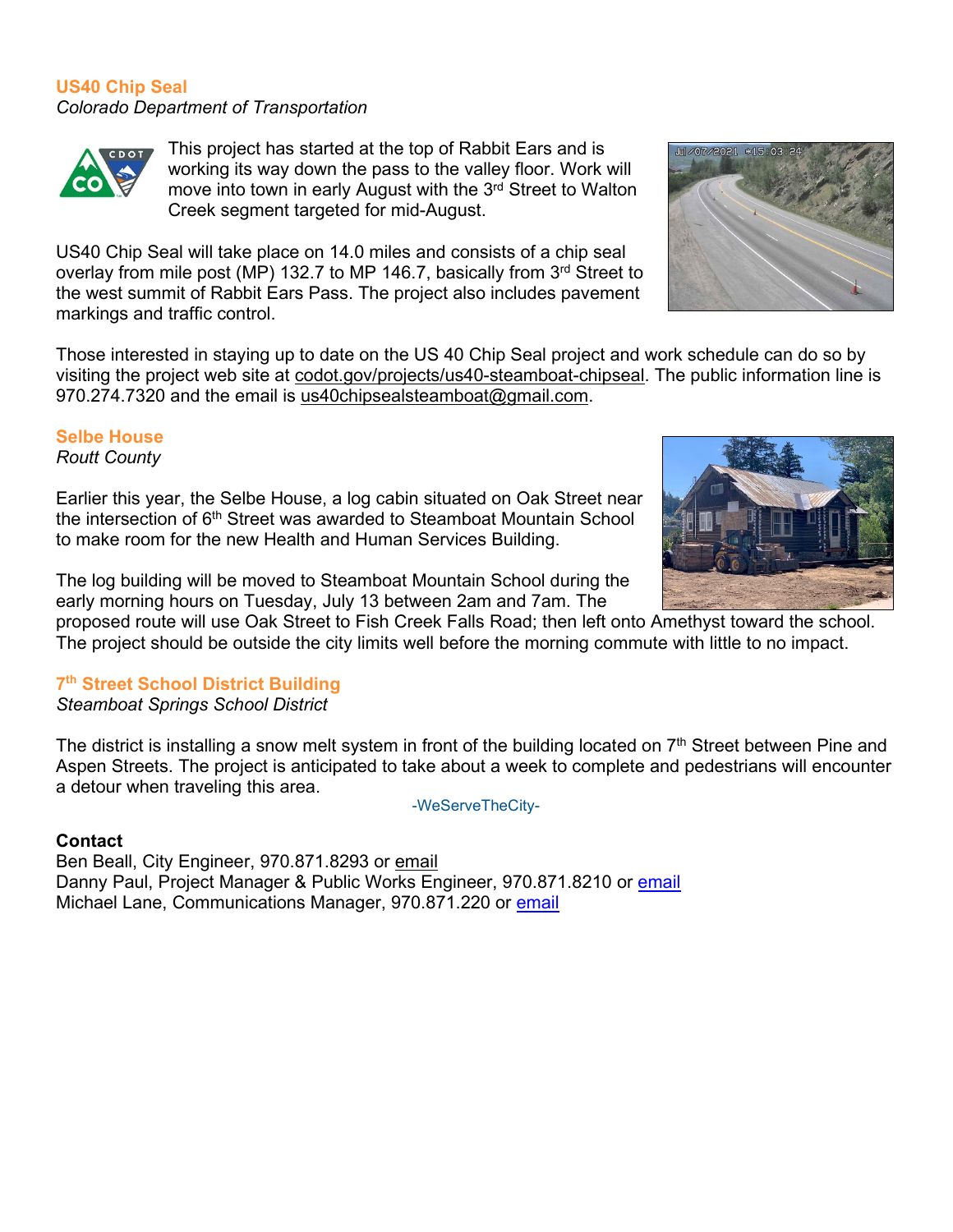### US40 Chip Seal

*Colorado Department of Transportation*

This project has started at the top of Rabbit Ears and is working its way down the pass to the valley floor. Work will move into town in early August with the 3rd Street to Walton Creek segment targeted for mid-August.

US40 Chip Seal will take place on 14.0 miles and consists of a chip seal overlay from mile post (MP) 132.7 to MP 146.7, basically from 3rd Street to the west summit of Rabbit Ears Pass. The project also includes pavement markings and traffic control.

Those interested in staying up to date on the US 40 Chip Seal project and work schedule can do so by visiting the project web site at codot.gov/projects/us40-steamboat-chipseal. The public information line is 970.274.7320 and the email is us40chipsealsteamboat@gmail.com.

### Selbe House

*Routt County*

Earlier this year, the Selbe House, a log cabin situated on Oak Street near the intersection of 6th Street was awarded to Steamboat Mountain School to make room for the new Health and Human Services Building.

The log building will be moved to Steamboat Mountain School during the early morning hours on Tuesday, July 13 between 2am and 7am. The proposed route will use Oak Street to Fish Creek Falls Road; then left onto Amethyst toward the school. The project should be outside the city limits well before the morning commute with little to no impact.

### 7th Street School District Building

*Steamboat Springs School District*

The district is installing a snow melt system in front of the building located on 7th Street between Pine and Aspen Streets. The project is anticipated to take about a week to complete and pedestrians will encounter a detour when traveling this area.

-WeServeTheCity-

**Contact**

Ben Beall, City Engineer, 970.871.8293 or email
Danny Paul, Project Manager & Public Works Engineer, 970.871.8210 or email
Michael Lane, Communications Manager, 970.871.220 or email